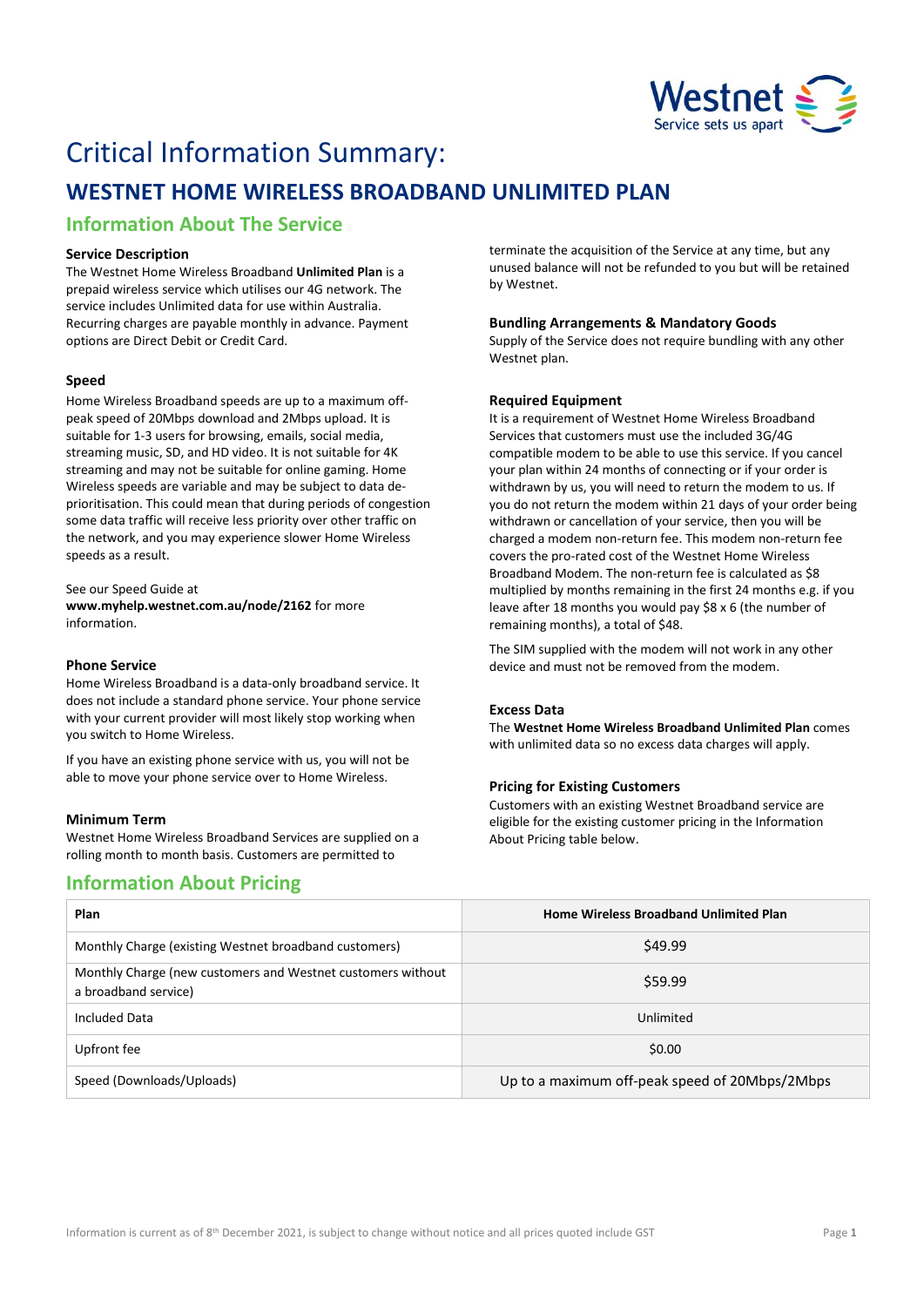# Critical Information Summary:

## WESTNET HOME WIRELESS BROADBAND UNLIMITED PLAN

### Information About The Service

**Service Description**

The Westnet Home Wireless Broadband **Unlimited Plan** is a prepaid wireless service which utilises our 4G network. The service includes Unlimited data for use within Australia. Recurring charges are payable monthly in advance. Payment options are Direct Debit or Credit Card.

**Speed**

Home Wireless Broadband speeds are up to a maximum off-peak speed of 20Mbps download and 2Mbps upload. It is suitable for 1-3 users for browsing, emails, social media, streaming music, SD, and HD video. It is not suitable for 4K streaming and may not be suitable for online gaming. Home Wireless speeds are variable and may be subject to data de-prioritisation. This could mean that during periods of congestion some data traffic will receive less priority over other traffic on the network, and you may experience slower Home Wireless speeds as a result.

See our Speed Guide at **www.myhelp.westnet.com.au/node/2162** for more information.

**Phone Service**

Home Wireless Broadband is a data-only broadband service. It does not include a standard phone service. Your phone service with your current provider will most likely stop working when you switch to Home Wireless.

If you have an existing phone service with us, you will not be able to move your phone service over to Home Wireless.

**Minimum Term**

Westnet Home Wireless Broadband Services are supplied on a rolling month to month basis. Customers are permitted to terminate the acquisition of the Service at any time, but any unused balance will not be refunded to you but will be retained by Westnet.

**Bundling Arrangements & Mandatory Goods**

Supply of the Service does not require bundling with any other Westnet plan.

**Required Equipment**

It is a requirement of Westnet Home Wireless Broadband Services that customers must use the included 3G/4G compatible modem to be able to use this service. If you cancel your plan within 24 months of connecting or if your order is withdrawn by us, you will need to return the modem to us. If you do not return the modem within 21 days of your order being withdrawn or cancellation of your service, then you will be charged a modem non-return fee. This modem non-return fee covers the pro-rated cost of the Westnet Home Wireless Broadband Modem. The non-return fee is calculated as $8 multiplied by months remaining in the first 24 months e.g. if you leave after 18 months you would pay $8 x 6 (the number of remaining months), a total of $48.

The SIM supplied with the modem will not work in any other device and must not be removed from the modem.

**Excess Data**

The **Westnet Home Wireless Broadband Unlimited Plan** comes with unlimited data so no excess data charges will apply.

**Pricing for Existing Customers**

Customers with an existing Westnet Broadband service are eligible for the existing customer pricing in the Information About Pricing table below.

### Information About Pricing

| Plan | Home Wireless Broadband Unlimited Plan |
|---|---|
| Monthly Charge (existing Westnet broadband customers) | $49.99 |
| Monthly Charge (new customers and Westnet customers without a broadband service) | $59.99 |
| Included Data | Unlimited |
| Upfront fee | $0.00 |
| Speed (Downloads/Uploads) | Up to a maximum off-peak speed of 20Mbps/2Mbps |

Information is current as of 8th December 2021, is subject to change without notice and all prices quoted include GST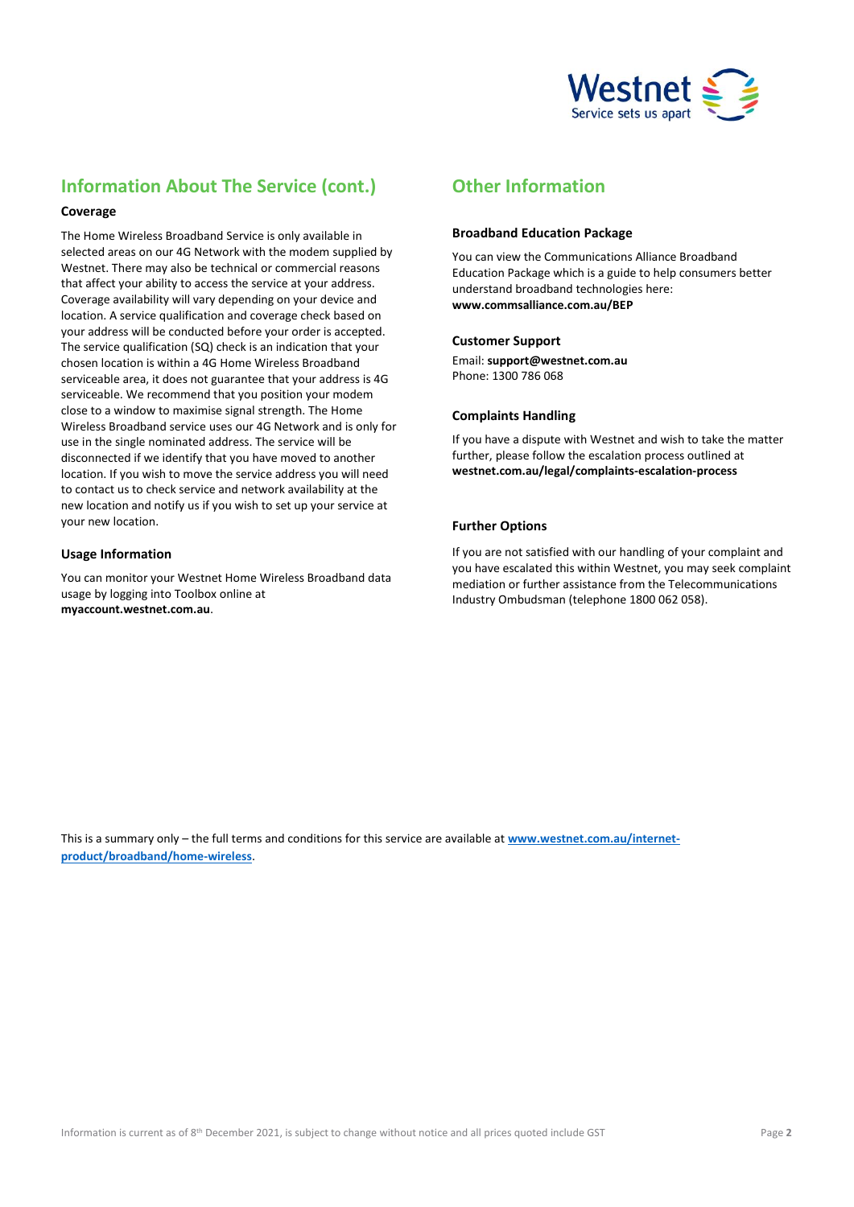## Information About The Service (cont.)

### Coverage

The Home Wireless Broadband Service is only available in selected areas on our 4G Network with the modem supplied by Westnet. There may also be technical or commercial reasons that affect your ability to access the service at your address. Coverage availability will vary depending on your device and location. A service qualification and coverage check based on your address will be conducted before your order is accepted. The service qualification (SQ) check is an indication that your chosen location is within a 4G Home Wireless Broadband serviceable area, it does not guarantee that your address is 4G serviceable. We recommend that you position your modem close to a window to maximise signal strength. The Home Wireless Broadband service uses our 4G Network and is only for use in the single nominated address. The service will be disconnected if we identify that you have moved to another location. If you wish to move the service address you will need to contact us to check service and network availability at the new location and notify us if you wish to set up your service at your new location.

### Usage Information

You can monitor your Westnet Home Wireless Broadband data usage by logging into Toolbox online at **myaccount.westnet.com.au**.

## Other Information

### Broadband Education Package

You can view the Communications Alliance Broadband Education Package which is a guide to help consumers better understand broadband technologies here: **www.commsalliance.com.au/BEP**

### Customer Support

Email: **support@westnet.com.au**
Phone: 1300 786 068

### Complaints Handling

If you have a dispute with Westnet and wish to take the matter further, please follow the escalation process outlined at **westnet.com.au/legal/complaints-escalation-process**

### Further Options

If you are not satisfied with our handling of your complaint and you have escalated this within Westnet, you may seek complaint mediation or further assistance from the Telecommunications Industry Ombudsman (telephone 1800 062 058).

This is a summary only – the full terms and conditions for this service are available at **www.westnet.com.au/internet-product/broadband/home-wireless**.

Information is current as of 8th December 2021, is subject to change without notice and all prices quoted include GST